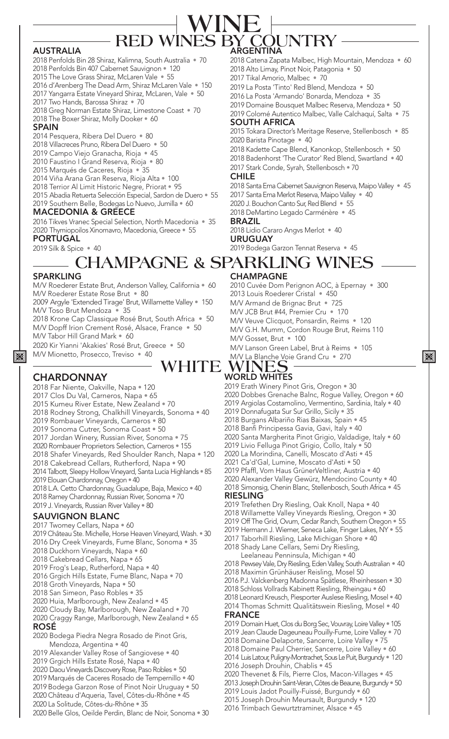# WINE

## RED WINES BY COUNTRY

### AUSTRALIA

2018 Penfolds Bin 28 Shiraz, Kalimna, South Australia • 70
2018 Penfolds Bin 407 Cabernet Sauvignon • 120
2015 The Love Grass Shiraz, McLaren Vale • 55
2016 d'Arenberg The Dead Arm, Shiraz McLaren Vale • 150
2017 Yangarra Estate Vineyard Shiraz, McLaren, Vale • 50
2017 Two Hands, Barossa Shiraz • 70
2018 Greg Norman Estate Shiraz, Limestone Coast • 70
2018 The Boxer Shiraz, Molly Dooker • 60

### SPAIN

2014 Pesquera, Ribera Del Duero • 80
2018 Villacreces Pruno, Ribera Del Duero • 50
2019 Campo Viejo Granacha, Rioja • 45
2010 Faustino I Grand Reserva, Rioja • 80
2015 Marqués de Caceres, Rioja • 35
2014 Viña Arana Gran Reserva, Rioja Alta • 100
2018 Terrior Al Limit Historic Negre, Priorat • 95
2015 Abadia Retuerta Selección Especial, Sardon de Duero • 55
2019 Southern Belle, Bodegas Lo Nuevo, Jumilla • 60

### MACEDONIA & GREECE

2016 Tikves Vranec Special Selection, North Macedonia • 35
2020 Thymiopoilos Xinomavro, Macedonia, Greece • 55

### PORTUGAL

2019 Silk & Spice • 40

### ARGENTINA

2018 Catena Zapata Malbec, High Mountain, Mendoza • 60
2018 Alto Limay, Pinot Noir, Patagonia • 50
2017 Tikal Amorio, Malbec • 70
2019 La Posta 'Tinto' Red Blend, Mendoza • 50
2016 La Posta 'Armando' Bonarda, Mendoza • 35
2019 Domaine Bousquet Malbec Reserva, Mendoza • 50
2019 Colomé Autentico Malbec, Valle Calchaquí, Salta • 75

### SOUTH AFRICA

2015 Tokara Director's Meritage Reserve, Stellenbosch • 85
2020 Barista Pinotage • 40
2018 Kadette Cape Blend, Kanonkop, Stellenbosch • 50
2018 Badenhorst 'The Curator' Red Blend, Swartland • 40
2017 Stark Conde, Syrah, Stellenbosch • 70

### CHILE

2018 Santa Ema Cabernet Sauvignon Reserva, Maipo Valley • 45
2017 Santa Ema Merlot Reserva, Maipo Valley • 40
2020 J. Bouchon Canto Sur, Red Blend • 55
2018 DeMartino Legado Carménère • 45

### BRAZIL

2018 Lidio Cararo Angvs Merlot • 40

### URUGUAY

2019 Bodega Garzon Tennat Reserva • 45

## CHAMPAGNE & SPARKLING WINES

### SPARKLING

M/V Roederer Estate Brut, Anderson Valley, California • 60
M/V Roederer Estate Rose Brut • 80
2009 Argyle 'Extended Tirage' Brut, Willamette Valley • 150
M/V Toso Brut Mendoza • 35
2018 Krone Cap Classique Rosé Brut, South Africa • 50
M/V Dopff Irion Crement Rosé, Alsace, France • 50
M/V Tabor Hill Grand Mark • 60
2020 Kir Yianni 'Akakies' Rosé Brut, Greece • 50
M/V Mionetto, Prosecco, Treviso • 40

### CHAMPAGNE

2010 Cuvée Dom Perignon AOC, à Epernay • 300
2013 Louis Roederer Cristal • 450
M/V Armand de Brignac Brut • 725
M/V JCB Brut #44, Premier Cru • 170
M/V Veuve Clicquot, Ponsardin, Reims • 120
M/V G.H. Mumm, Cordon Rouge Brut, Reims 110
M/V Gosset, Brut • 100
M/V Lanson Green Label, Brut à Reims • 105
M/V La Blanche Voie Grand Cru • 270

## WHITE WINES

### CHARDONNAY

2018 Far Niente, Oakville, Napa • 120
2017 Clos Du Val, Carneros, Napa • 65
2015 Kumeu River Estate, New Zealand • 70
2018 Rodney Strong, Chalkhill Vineyards, Sonoma • 40
2019 Rombauer Vineyards, Carneros • 80
2019 Sonoma Cutrer, Sonoma Coast • 50
2017 Jordan Winery, Russian River, Sonoma • 75
2020 Rombauer Proprietors Selection, Carneros • 155
2018 Shafer Vineyards, Red Shoulder Ranch, Napa • 120
2018 Cakebread Cellars, Rutherford, Napa • 90
2014 Talbott, Sleepy Hollow Vineyard, Santa Lucia Highlands • 85
2019 Elouan Chardonnay, Oregon • 40
2018 L.A. Cetto Chardonnay, Guadalupe, Baja, Mexico • 40
2018 Ramey Chardonnay, Russian River, Sonoma • 70
2019 J. Vineyards, Russian River Valley • 80

### SAUVIGNON BLANC

2017 Twomey Cellars, Napa • 60
2019 Château Ste. Michelle, Horse Heaven Vineyard, Wash. • 30
2016 Dry Creek Vineyards, Fume Blanc, Sonoma • 35
2018 Duckhorn Vineyards, Napa • 60
2018 Cakebread Cellars, Napa • 65
2019 Frog's Leap, Rutherford, Napa • 40
2016 Grgich Hills Estate, Fume Blanc, Napa • 70
2018 Groth Vineyards, Napa • 50
2018 San Simeon, Paso Robles • 35
2020 Huia, Marlborough, New Zealand • 45
2020 Cloudy Bay, Marlborough, New Zealand • 70
2020 Craggy Range, Marlborough, New Zealand • 65

### ROSÉ

2020 Bodega Piedra Negra Rosado de Pinot Gris, Mendoza, Argentina • 40
2019 Alexander Valley Rose of Sangiovese • 40
2019 Grgich Hills Estate Rosé, Napa • 40
2020 Daou Vineyards Discovery Rose, Paso Robles • 50
2019 Marqués de Caceres Rosado de Tempernillo • 40
2019 Bodega Garzon Rose of Pinot Noir Uruguay • 50
2020 Château d'Aqueria, Tavel, Côtes-du-Rhône • 45
2020 La Solitude, Côtes-du-Rhône • 35
2020 Belle Glos, Oeilde Perdin, Blanc de Noir, Sonoma • 30

### WORLD WHITES

2019 Erath Winery Pinot Gris, Oregon • 30
2020 Dobbes Grenache Balnc, Rogue Valley, Oregon • 60
2019 Argiolas Costamolino, Vermentino, Sardinia, Italy • 40
2019 Donnafugata Sur Sur Grillo, Sicily • 35
2018 Burgans Albariño Rias Baixas, Spain • 45
2018 Banfi Principessa Gavia, Gavi, Italy • 40
2020 Santa Margherita Pinot Grigio, Valdadige, Italy • 60
2019 Livio Felluga Pinot Grigio, Collo, Italy • 50
2020 La Morindina, Canelli, Moscato d'Asti • 45
2021 Ca'd'Gal, Lumine, Moscato d'Asti • 50
2019 Pfaffl, Vom Haus GrünerVeltliner, Austria • 40
2020 Alexander Valley Gewürz, Mendocino County • 40
2018 Simonsig, Chenin Blanc, Stellenbosch, South Africa • 45

### RIESLING

2019 Trefethen Dry Riesling, Oak Knoll, Napa • 40
2018 Willamette Valley Vineyards Riesling, Oregon • 30
2019 Off The Grid, Ovum, Cedar Ranch, Southern Oregon • 55
2019 Hermann J. Wiemer, Seneca Lake, Finger Lakes, NY • 55
2017 Taborhill Riesling, Lake Michigan Shore • 40
2018 Shady Lane Cellars, Semi Dry Riesling, Leelaneau Penninsula, Michigan • 40
2018 Pewsey Vale, Dry Riesling, Eden Valley, South Australian • 40
2018 Maximin Grünhäuser Reisling, Mosel 50
2016 P.J. Valckenberg Madonna Spätlese, Rheinhessen • 30
2018 Schloss Vollrads Kabinett Riesling, Rheingau • 60
2018 Leonard Kreusch, Piesporter Auslese Riesling, Mosel • 40
2014 Thomas Schmitt Qualitätswein Riesling, Mosel • 40

### FRANCE

2019 Domain Huet, Clos du Borg Sec, Vouvray, Loire Valley • 105
2019 Jean Claude Dageuneau Pouilly-Fume, Loire Valley • 70
2018 Domaine Delaporte, Sancerre, Loire Valley • 75
2018 Domaine Paul Cherrier, Sancerre, Loire Valley • 60
2014 Luis Latour, Puligny-Montrachet, Sous Le Puit, Burgundy • 120
2016 Joseph Drouhin, Chablis • 45
2020 Thevenet & Fils, Pierre Clos, Macon-Villages • 45
2013 Joseph Drouhin Saint-Veran, Côtes de Beaune, Burgundy • 50
2019 Louis Jadot Pouilly-Fuissé, Burgundy • 60
2015 Joseph Drouhin Meursault, Burgundy • 120
2016 Trimbach Gewurtztraminer, Alsace • 45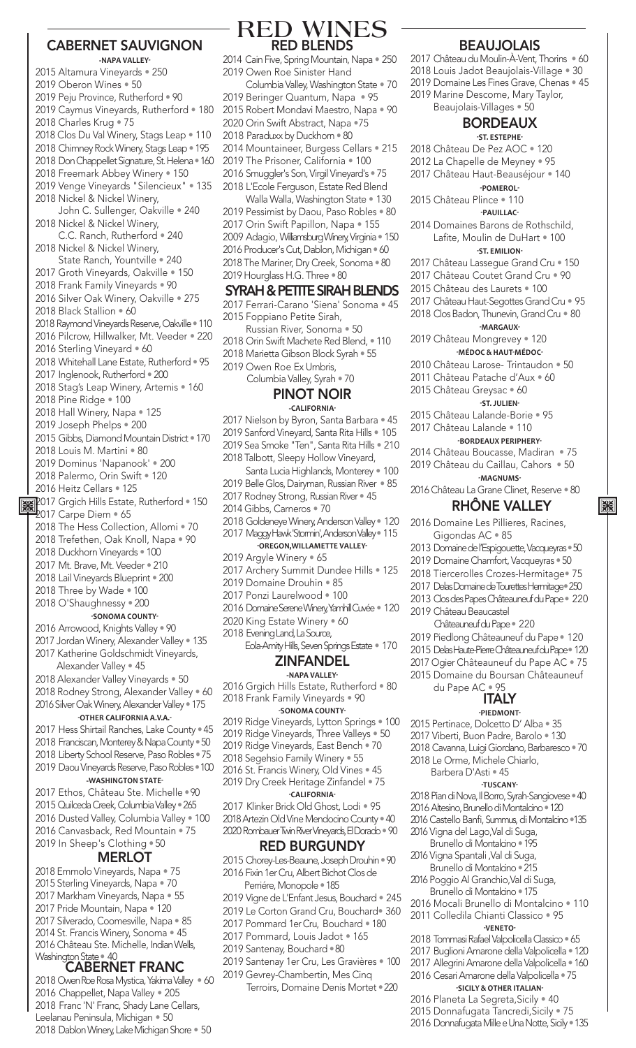# RED WINES

## CABERNET SAUVIGNON

**-NAPA VALLEY-**

2015 Altamura Vineyards • 250
2019 Oberon Wines • 50
2019 Peju Province, Rutherford • 90
2019 Caymus Vineyards, Rutherford • 180
2018 Charles Krug • 75
2018 Clos Du Val Winery, Stags Leap • 110
2018 Chimney Rock Winery, Stags Leap • 195
2018 Don Chappellet Signature, St. Helena • 160
2018 Freemark Abbey Winery • 150
2019 Venge Vineyards "Silencieux" • 135
2018 Nickel & Nickel Winery, John C. Sullenger, Oakville • 240
2018 Nickel & Nickel Winery, C.C. Ranch, Rutherford • 240
2018 Nickel & Nickel Winery, State Ranch, Yountville • 240
2017 Groth Vineyards, Oakville • 150
2018 Frank Family Vineyards • 90
2016 Silver Oak Winery, Oakville • 275
2018 Black Stallion • 60
2018 Raymond Vineyards Reserve, Oakville • 110
2016 Pilcrow, Hillwalker, Mt. Veeder • 220
2016 Sterling Vineyard • 60
2018 Whitehall Lane Estate, Rutherford • 95
2017 Inglenook, Rutherford • 200
2018 Stag's Leap Winery, Artemis • 160
2018 Pine Ridge • 100
2018 Hall Winery, Napa • 125
2019 Joseph Phelps • 200
2015 Gibbs, Diamond Mountain District • 170
2018 Louis M. Martini • 80
2019 Dominus 'Napanook' • 200
2018 Palermo, Orin Swift • 120
2016 Heitz Cellars • 125
2017 Grgich Hills Estate, Rutherford • 150
2017 Carpe Diem • 65
2018 The Hess Collection, Allomi • 70
2018 Trefethen, Oak Knoll, Napa • 90
2018 Duckhorn Vineyards • 100
2017 Mt. Brave, Mt. Veeder • 210
2018 Lail Vineyards Blueprint • 200
2018 Three by Wade • 100
2018 O'Shaughnessy • 200

**-SONOMA COUNTY-**

2016 Arrowood, Knights Valley • 90
2017 Jordan Winery, Alexander Valley • 135
2017 Katherine Goldschmidt Vineyards, Alexander Valley • 45
2018 Alexander Valley Vineyards • 50
2018 Rodney Strong, Alexander Valley • 60
2016 Silver Oak Winery, Alexander Valley • 175

**-OTHER CALIFORNIA A.V.A.-**

2017 Hess Shirtail Ranches, Lake County • 45
2018 Franciscan, Monterey & Napa County • 50
2018 Liberty School Reserve, Paso Robles • 75
2019 Daou Vineyards Reserve, Paso Robles • 100

**-WASHINGTON STATE-**

2017 Ethos, Château Ste. Michelle • 90
2015 Quilceda Creek, Columbia Valley • 265
2016 Dusted Valley, Columbia Valley • 100
2016 Canvasback, Red Mountain • 75
2019 In Sheep's Clothing • 50

## MERLOT

2018 Emmolo Vineyards, Napa • 75
2015 Sterling Vineyards, Napa • 70
2017 Markham Vineyards, Napa • 55
2017 Pride Mountain, Napa • 120
2017 Silverado, Coomesville, Napa • 85
2014 St. Francis Winery, Sonoma • 45
2016 Château Ste. Michelle, Indian Wells, Washington State • 40

## CABERNET FRANC

2018 Owen Roe Rosa Mystica, Yakima Valley • 60
2016 Chappellet, Napa Valley • 205
2018 Franc 'N' Franc, Shady Lane Cellars, Leelanau Peninsula, Michigan • 50
2018 Dablon Winery, Lake Michigan Shore • 50

## RED BLENDS

2014 Cain Five, Spring Mountain, Napa • 250
2019 Owen Roe Sinister Hand Columbia Valley, Washington State • 70
2019 Beringer Quantum, Napa • 95
2015 Robert Mondavi Maestro, Napa • 90
2020 Orin Swift Abstract, Napa • 75
2018 Paraduxx by Duckhorn • 80
2014 Mountaineer, Burgess Cellars • 215
2019 The Prisoner, California • 100
2016 Smuggler's Son, Virgil Vineyard's • 75
2018 L'Ecole Ferguson, Estate Red Blend Walla Walla, Washington State • 130
2019 Pessimist by Daou, Paso Robles • 80
2017 Orin Swift Papillon, Napa • 155
2009 Adagio, Williamsburg Winery, Virginia • 150
2016 Producer's Cut, Dablon, Michigan • 60
2018 The Mariner, Dry Creek, Sonoma • 80
2019 Hourglass H.G. Three • 80

## SYRAH & PETITE SIRAH BLENDS

2017 Ferrari-Carano 'Siena' Sonoma • 45
2015 Foppiano Petite Sirah, Russian River, Sonoma • 50
2018 Orin Swift Machete Red Blend, • 110
2018 Marietta Gibson Block Syrah • 55
2019 Owen Roe Ex Umbris, Columbia Valley, Syrah • 70

## PINOT NOIR

**-CALIFORNIA-**

2017 Nielson by Byron, Santa Barbara • 45
2019 Sanford Vineyard, Santa Rita Hills • 105
2019 Sea Smoke "Ten", Santa Rita Hills • 210
2018 Talbott, Sleepy Hollow Vineyard, Santa Lucia Highlands, Monterey • 100
2019 Belle Glos, Dairyman, Russian River • 85
2017 Rodney Strong, Russian River • 45
2014 Gibbs, Carneros • 70
2018 Goldeneye Winery, Anderson Valley • 120
2017 Maggy Hawk 'Stormin', Anderson Valley • 115

**-OREGON,WILLAMETTE VALLEY-**

2019 Argyle Winery • 65
2017 Archery Summit Dundee Hills • 125
2019 Domaine Drouhin • 85
2017 Ponzi Laurelwood • 100
2016 Domaine Serene Winery, Yamhill Cuvée • 120
2020 King Estate Winery • 60
2018 Evening Land, La Source, Eola-Amity Hills, Seven Springs Estate • 170

## ZINFANDEL

**-NAPA VALLEY-**

2016 Grgich Hills Estate, Rutherford • 80
2018 Frank Family Vineyards • 90

**-SONOMA COUNTY-**

2019 Ridge Vineyards, Lytton Springs • 100
2019 Ridge Vineyards, Three Valleys • 50
2019 Ridge Vineyards, East Bench • 70
2018 Segehsio Family Winery • 55
2016 St. Francis Winery, Old Vines • 45
2019 Dry Creek Heritage Zinfandel • 75

**-CALIFORNIA-**

2017 Klinker Brick Old Ghost, Lodi • 95
2018 Artezin Old Vine Mendocino County • 40
2020 Rombauer Twin River Vineyards, El Dorado • 90

## RED BURGUNDY

2015 Chorey-Les-Beaune, Joseph Drouhin • 90
2016 Fixin 1er Cru, Albert Bichot Clos de Perriére, Monopole • 185
2019 Vigne de l'Enfant Jesus, Bouchard • 245
2019 Le Corton Grand Cru, Bouchard • 360
2017 Pommard 1er Cru, Bouchard • 180
2017 Pommard, Louis Jadot • 165
2019 Santenay, Bouchard • 80
2019 Santenay 1er Cru, Les Gravières • 100
2019 Gevrey-Chambertin, Mes Cinq Terroirs, Domaine Denis Mortet • 220

## BEAUJOLAIS

2017 Château du Moulin-À-Vent, Thorins • 60
2018 Louis Jadot Beaujolais-Village • 30
2019 Domaine Les Fines Grave, Chenas • 45
2019 Marine Descome, Mary Taylor, Beaujolais-Villages • 50

## BORDEAUX

**-ST. ESTEPHE-**

2018 Château De Pez AOC • 120
2012 La Chapelle de Meyney • 95
2017 Château Haut-Beauséjour • 140

**-POMEROL-**

2015 Château Plince • 110

**-PAUILLAC-**

2014 Domaines Barons de Rothschild, Lafite, Moulin de DuHart • 100

**-ST. EMILION-**

2017 Château Lassegue Grand Cru • 150
2017 Château Coutet Grand Cru • 90
2015 Château des Laurets • 100
2017 Château Haut-Segottes Grand Cru • 95
2018 Clos Badon, Thunevin, Grand Cru • 80

**-MARGAUX-**

2019 Château Mongrevey • 120

**-MÉDOC & HAUT-MÉDOC-**

2010 Château Larose- Trintaudon • 50
2011 Château Patache d'Aux • 60
2015 Château Greysac • 60

**-ST. JULIEN-**

2015 Château Lalande-Borie • 95
2017 Château Lalande • 110

**-BORDEAUX PERIPHERY-**

2014 Château Boucasse, Madiran • 75
2019 Château du Caillau, Cahors • 50

**-MAGNUMS-**

2016 Château La Grane Clinet, Reserve • 80

## RHÔNE VALLEY

2016 Domaine Les Pillieres, Racines, Gigondas AC • 85
2013 Domaine de l'Espigouette, Vacqueyras • 50
2019 Domaine Chamfort, Vacqueyras • 50
2018 Tiercerolles Crozes-Hermitage • 75
2017 Delas Domaine de Tourettes Hermitage • 250
2013 Clos des Papes Châteauneuf du Pape • 220
2019 Château Beaucastel Châteauneuf du Pape • 220
2019 Piedlong Châteauneuf du Pape • 120
2015 Delas Haute-Pierre Châteauneuf du Pape • 120
2017 Ogier Châteauneuf du Pape AC • 75
2015 Domaine du Boursan Châteauneuf du Pape AC • 95

## ITALY

**-PIEDMONT-**

2015 Pertinace, Dolcetto D' Alba • 35
2017 Viberti, Buon Padre, Barolo • 130
2018 Cavanna, Luigi Giordano, Barbaresco • 70
2018 Le Orme, Michele Chiarlo, Barbera D'Asti • 45

**-TUSCANY-**

2018 Pian di Nova, Il Borro, Syrah-Sangiovese • 40
2016 Altesino, Brunello di Montalcino • 120
2016 Castello Banfi, Summus, di Montalcino • 135
2016 Vigna del Lago,Val di Suga, Brunello di Montalcino • 195
2016 Vigna Spantali ,Val di Suga, Brunello di Montalcino • 215
2016 Poggio Al Granchio,Val di Suga, Brunello di Montalcino • 175
2016 Mocali Brunello di Montalcino • 110
2011 Colledila Chianti Classico • 95

**-VENETO-**

2018 Tommasi Rafael Valpolicella Classico • 65
2017 Buglioni Amarone della Valpolicella • 120
2017 Allegrini Amarone della Valpolicella • 160
2016 Cesari Amarone della Valpolicella • 75

**-SICILY & OTHER ITALIAN-**

2016 Planeta La Segreta,Sicily • 40
2015 Donnafugata Tancredi,Sicily • 75
2016 Donnafugata Mille e Una Notte, Sicily • 135